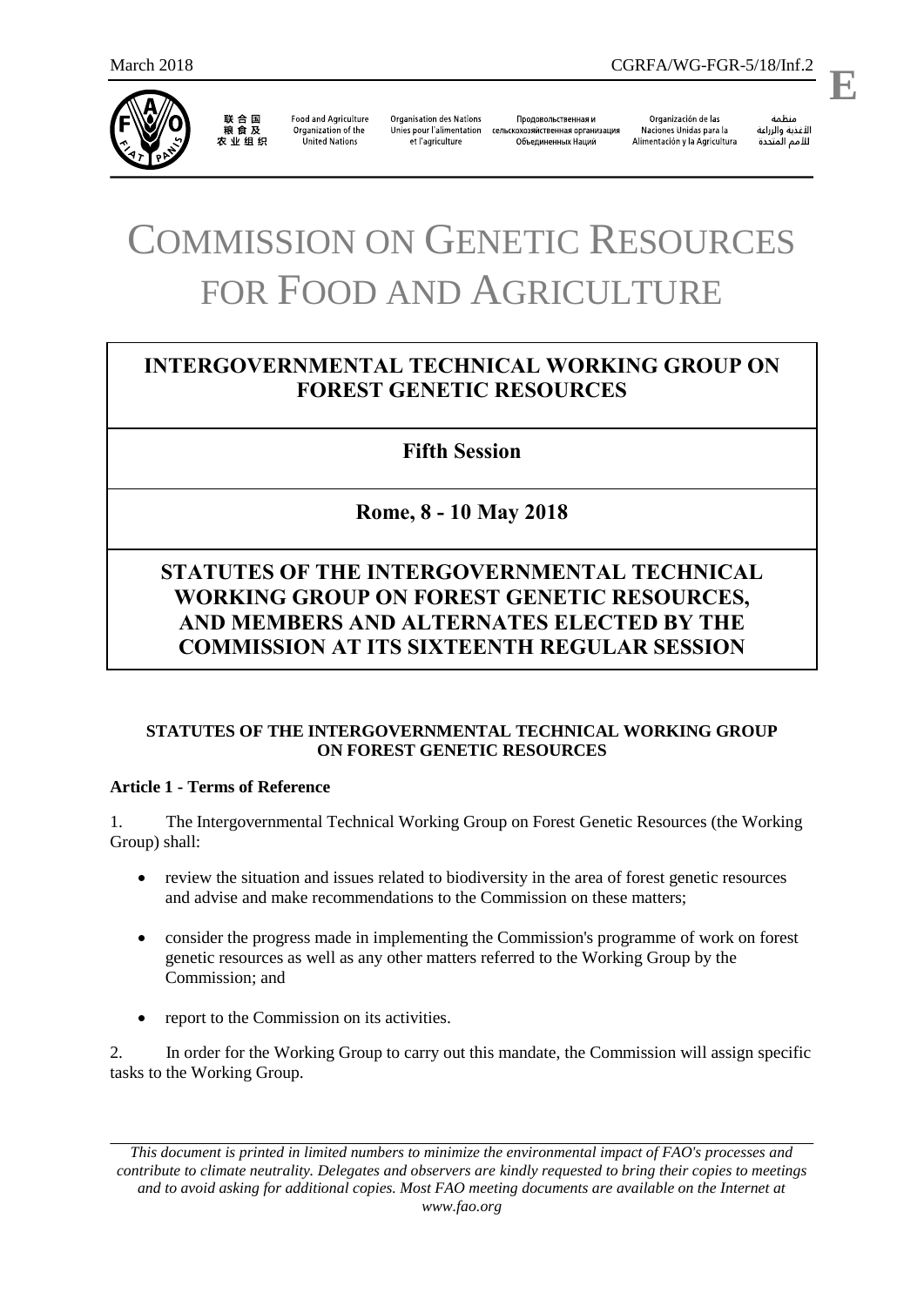March 2018 CGRFA/WG-FGR-5/18/Inf.2

**E**

联合国粮食及农业组织 | Food and Agriculture Organization of the United Nations | Organisation des Nations Unies pour l'alimentation et l'agriculture | Продовольственная и сельскохозяйственная организация Объединенных Наций | Organización de las Naciones Unidas para la Alimentación y la Agricultura | منظمة الأغذية والزراعة للأمم المتحدة

# COMMISSION ON GENETIC RESOURCES FOR FOOD AND AGRICULTURE

## INTERGOVERNMENTAL TECHNICAL WORKING GROUP ON FOREST GENETIC RESOURCES

## Fifth Session

## Rome, 8 - 10 May 2018

## STATUTES OF THE INTERGOVERNMENTAL TECHNICAL WORKING GROUP ON FOREST GENETIC RESOURCES, AND MEMBERS AND ALTERNATES ELECTED BY THE COMMISSION AT ITS SIXTEENTH REGULAR SESSION

### STATUTES OF THE INTERGOVERNMENTAL TECHNICAL WORKING GROUP ON FOREST GENETIC RESOURCES

**Article 1 - Terms of Reference**

1. The Intergovernmental Technical Working Group on Forest Genetic Resources (the Working Group) shall:

- review the situation and issues related to biodiversity in the area of forest genetic resources and advise and make recommendations to the Commission on these matters;
- consider the progress made in implementing the Commission's programme of work on forest genetic resources as well as any other matters referred to the Working Group by the Commission; and
- report to the Commission on its activities.

2. In order for the Working Group to carry out this mandate, the Commission will assign specific tasks to the Working Group.

*This document is printed in limited numbers to minimize the environmental impact of FAO's processes and contribute to climate neutrality. Delegates and observers are kindly requested to bring their copies to meetings and to avoid asking for additional copies. Most FAO meeting documents are available on the Internet at www.fao.org*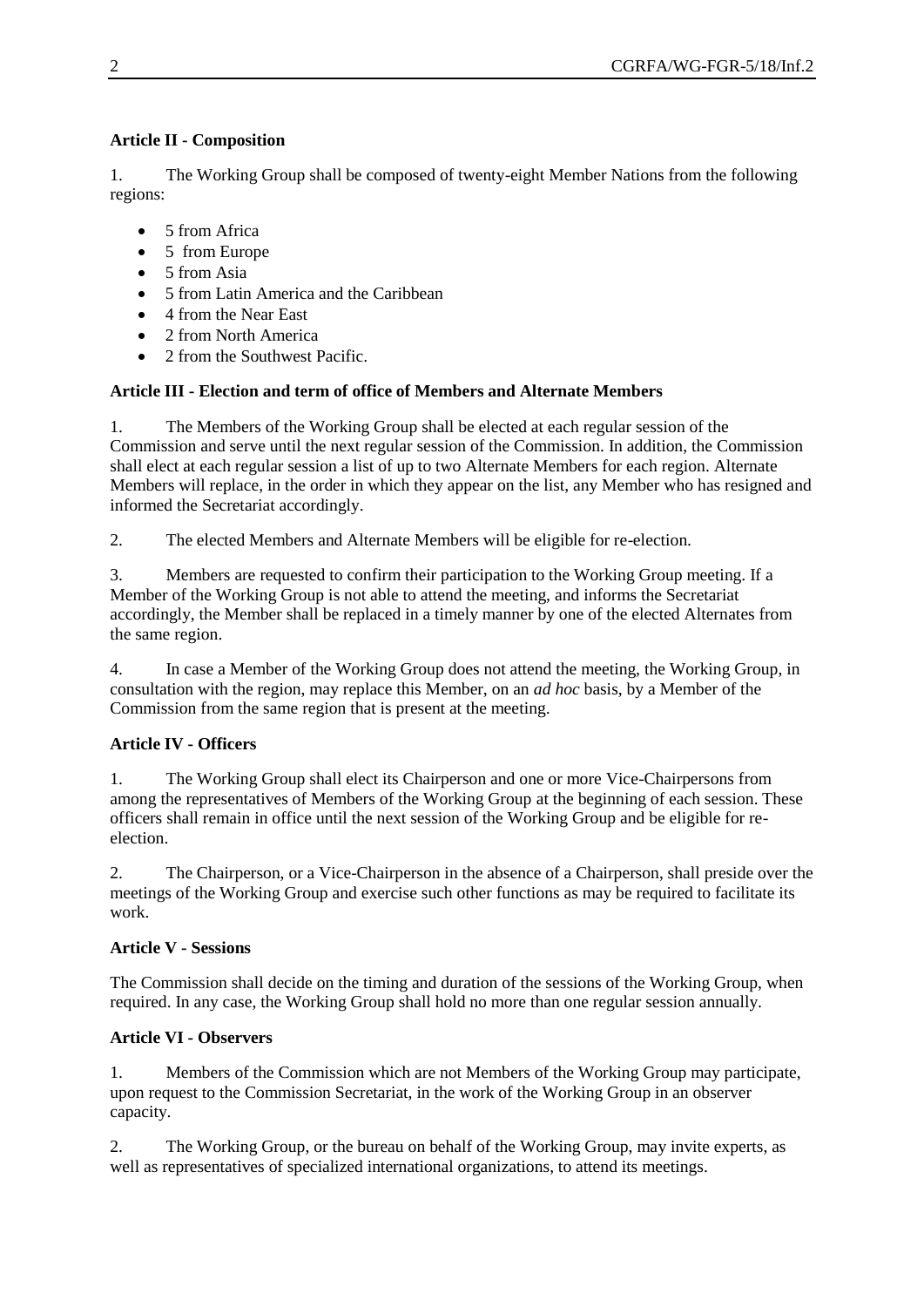**Article II - Composition**

1. The Working Group shall be composed of twenty-eight Member Nations from the following regions:

- 5 from Africa
- 5 from Europe
- 5 from Asia
- 5 from Latin America and the Caribbean
- 4 from the Near East
- 2 from North America
- 2 from the Southwest Pacific.

**Article III - Election and term of office of Members and Alternate Members**

1. The Members of the Working Group shall be elected at each regular session of the Commission and serve until the next regular session of the Commission. In addition, the Commission shall elect at each regular session a list of up to two Alternate Members for each region. Alternate Members will replace, in the order in which they appear on the list, any Member who has resigned and informed the Secretariat accordingly.

2. The elected Members and Alternate Members will be eligible for re-election.

3. Members are requested to confirm their participation to the Working Group meeting. If a Member of the Working Group is not able to attend the meeting, and informs the Secretariat accordingly, the Member shall be replaced in a timely manner by one of the elected Alternates from the same region.

4. In case a Member of the Working Group does not attend the meeting, the Working Group, in consultation with the region, may replace this Member, on an *ad hoc* basis, by a Member of the Commission from the same region that is present at the meeting.

**Article IV - Officers**

1. The Working Group shall elect its Chairperson and one or more Vice-Chairpersons from among the representatives of Members of the Working Group at the beginning of each session. These officers shall remain in office until the next session of the Working Group and be eligible for re-election.

2. The Chairperson, or a Vice-Chairperson in the absence of a Chairperson, shall preside over the meetings of the Working Group and exercise such other functions as may be required to facilitate its work.

**Article V - Sessions**

The Commission shall decide on the timing and duration of the sessions of the Working Group, when required. In any case, the Working Group shall hold no more than one regular session annually.

**Article VI - Observers**

1. Members of the Commission which are not Members of the Working Group may participate, upon request to the Commission Secretariat, in the work of the Working Group in an observer capacity.

2. The Working Group, or the bureau on behalf of the Working Group, may invite experts, as well as representatives of specialized international organizations, to attend its meetings.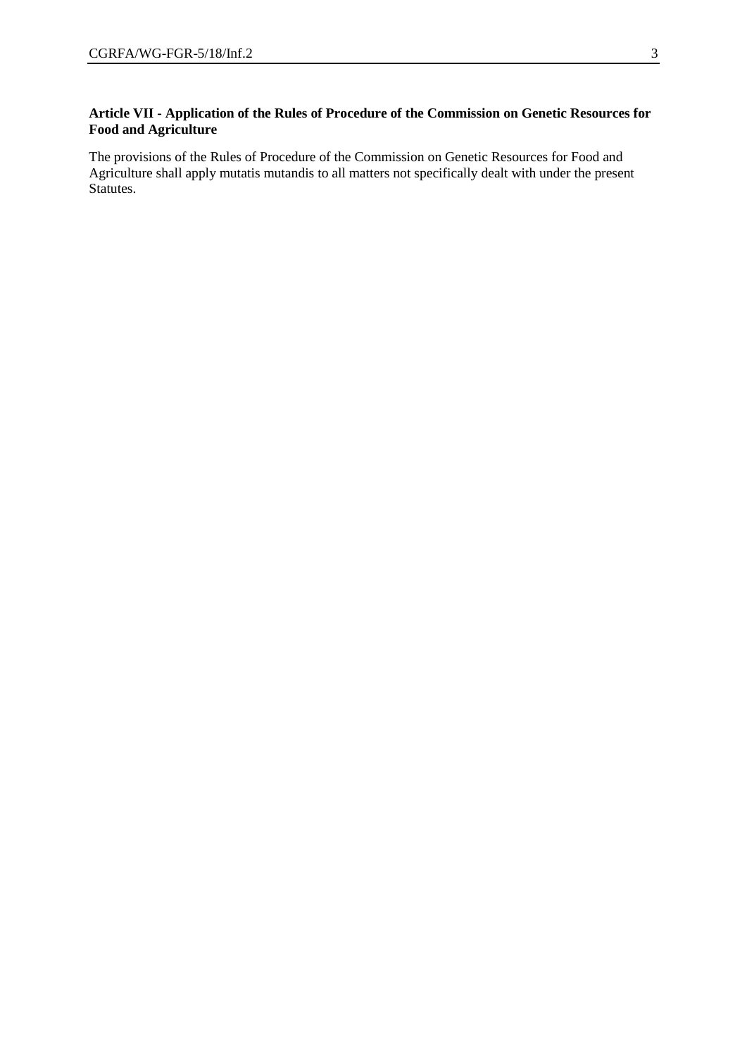**Article VII - Application of the Rules of Procedure of the Commission on Genetic Resources for Food and Agriculture**

The provisions of the Rules of Procedure of the Commission on Genetic Resources for Food and Agriculture shall apply mutatis mutandis to all matters not specifically dealt with under the present Statutes.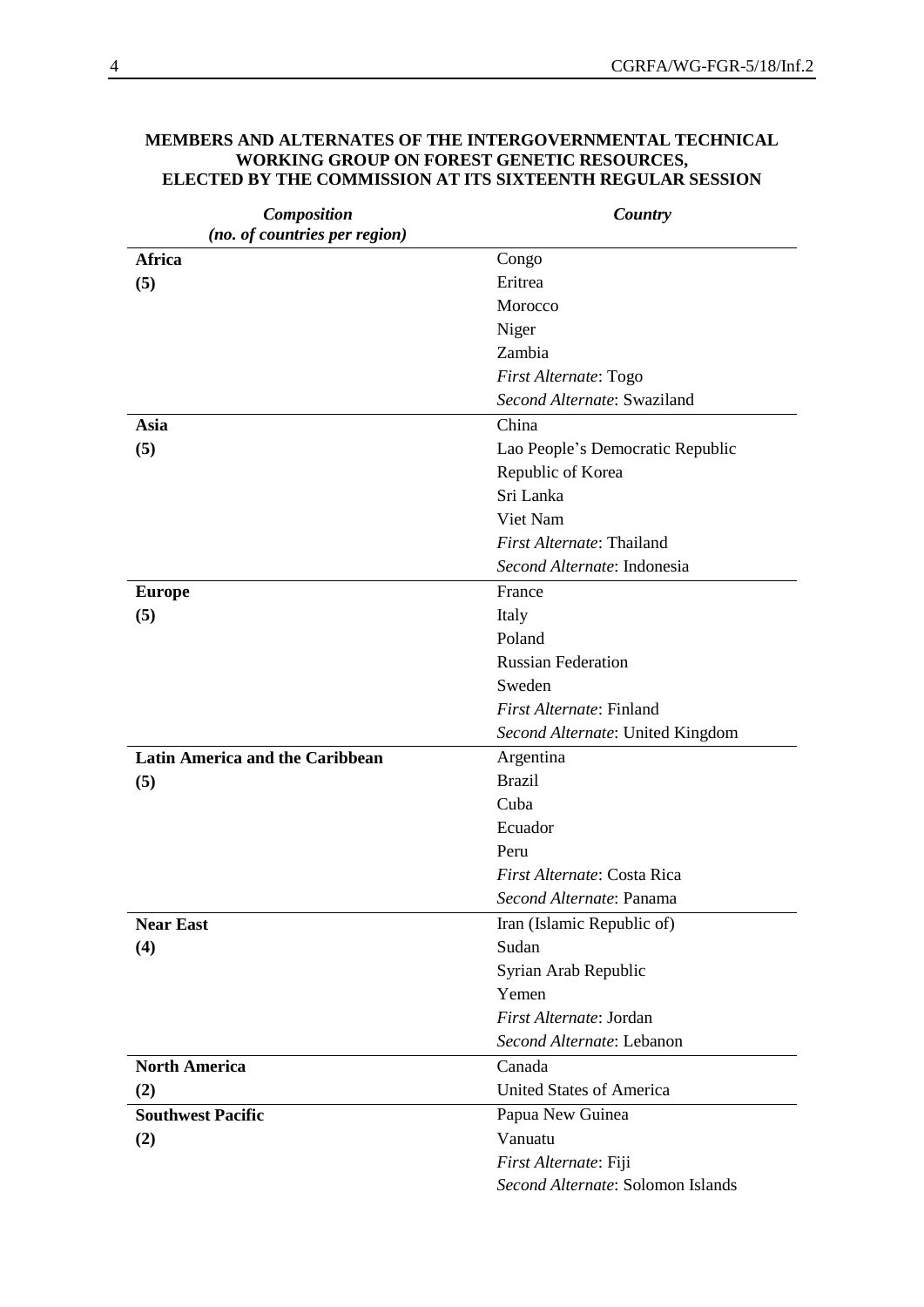**MEMBERS AND ALTERNATES OF THE INTERGOVERNMENTAL TECHNICAL WORKING GROUP ON FOREST GENETIC RESOURCES, ELECTED BY THE COMMISSION AT ITS SIXTEENTH REGULAR SESSION**

| ***Composition*** ***(no. of countries per region)*** | ***Country*** |
|---|---|
| **Africa** | Congo |
| **(5)** | Eritrea |
| | Morocco |
| | Niger |
| | Zambia |
| | *First Alternate*: Togo |
| | *Second Alternate*: Swaziland |
| **Asia** | China |
| **(5)** | Lao People's Democratic Republic |
| | Republic of Korea |
| | Sri Lanka |
| | Viet Nam |
| | *First Alternate*: Thailand |
| | *Second Alternate*: Indonesia |
| **Europe** | France |
| **(5)** | Italy |
| | Poland |
| | Russian Federation |
| | Sweden |
| | *First Alternate*: Finland |
| | *Second Alternate*: United Kingdom |
| **Latin America and the Caribbean** | Argentina |
| **(5)** | Brazil |
| | Cuba |
| | Ecuador |
| | Peru |
| | *First Alternate*: Costa Rica |
| | *Second Alternate*: Panama |
| **Near East** | Iran (Islamic Republic of) |
| **(4)** | Sudan |
| | Syrian Arab Republic |
| | Yemen |
| | *First Alternate*: Jordan |
| | *Second Alternate*: Lebanon |
| **North America** | Canada |
| **(2)** | United States of America |
| **Southwest Pacific** | Papua New Guinea |
| **(2)** | Vanuatu |
| | *First Alternate*: Fiji |
| | *Second Alternate*: Solomon Islands |